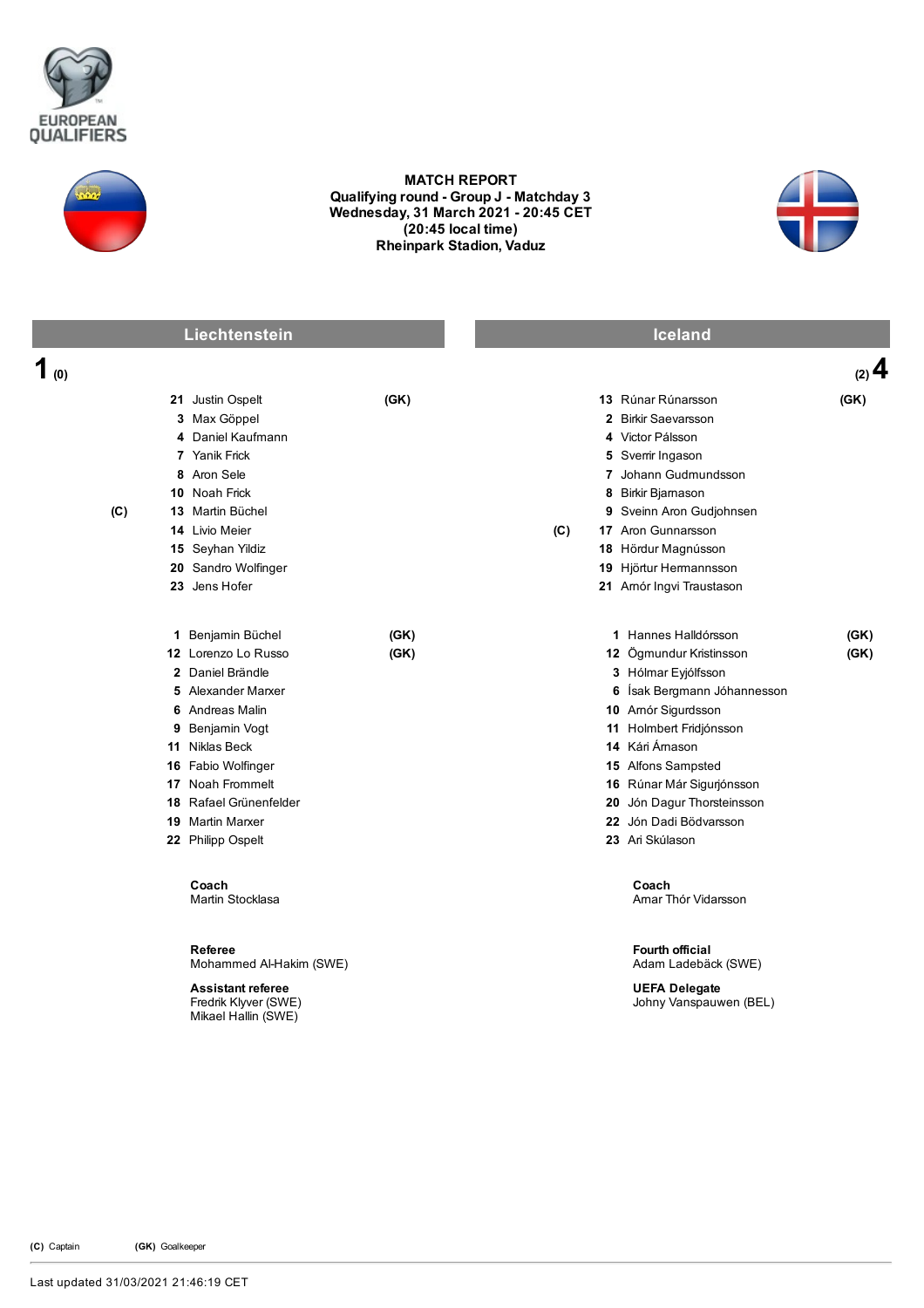# MATCH REPORT

**Qualifying round - Group J - Matchday 3**
**Wednesday, 31 March 2021 - 20:45 CET**
**(20:45 local time)**
**Rheinpark Stadion, Vaduz**

## Liechtenstein 1 (0) – (2) 4 Iceland

### Liechtenstein

| | No. | Player | |
|---|---|---|---|
| | 21 | Justin Ospelt | (GK) |
| | 3 | Max Göppel | |
| | 4 | Daniel Kaufmann | |
| | 7 | Yanik Frick | |
| | 8 | Aron Sele | |
| | 10 | Noah Frick | |
| (C) | 13 | Martin Büchel | |
| | 14 | Livio Meier | |
| | 15 | Seyhan Yildiz | |
| | 20 | Sandro Wolfinger | |
| | 23 | Jens Hofer | |

**Substitutes**

| No. | Player | |
|---|---|---|
| 1 | Benjamin Büchel | (GK) |
| 12 | Lorenzo Lo Russo | (GK) |
| 2 | Daniel Brändle | |
| 5 | Alexander Marxer | |
| 6 | Andreas Malin | |
| 9 | Benjamin Vogt | |
| 11 | Niklas Beck | |
| 16 | Fabio Wolfinger | |
| 17 | Noah Frommelt | |
| 18 | Rafael Grünenfelder | |
| 19 | Martin Marxer | |
| 22 | Philipp Ospelt | |

**Coach**
Martin Stocklasa

### Iceland

| | No. | Player | |
|---|---|---|---|
| | 13 | Rúnar Rúnarsson | (GK) |
| | 2 | Birkir Saevarsson | |
| | 4 | Victor Pálsson | |
| | 5 | Sverrir Ingason | |
| | 7 | Johann Gudmundsson | |
| | 8 | Birkir Bjarnason | |
| | 9 | Sveinn Aron Gudjohnsen | |
| (C) | 17 | Aron Gunnarsson | |
| | 18 | Hördur Magnússon | |
| | 19 | Hjörtur Hermannsson | |
| | 21 | Arnór Ingvi Traustason | |

**Substitutes**

| No. | Player | |
|---|---|---|
| 1 | Hannes Halldórsson | (GK) |
| 12 | Ögmundur Kristinsson | (GK) |
| 3 | Hólmar Eyjólfsson | |
| 6 | Ísak Bergmann Jóhannesson | |
| 10 | Arnór Sigurdsson | |
| 11 | Holmbert Fridjónsson | |
| 14 | Kári Árnason | |
| 15 | Alfons Sampsted | |
| 16 | Rúnar Már Sigurjónsson | |
| 20 | Jón Dagur Thorsteinsson | |
| 22 | Jón Dadi Bödvarsson | |
| 23 | Ari Skúlason | |

**Coach**
Arnar Thór Vidarsson

### Officials

**Referee**
Mohammed Al-Hakim (SWE)

**Assistant referee**
Fredrik Klyver (SWE)
Mikael Hallin (SWE)

**Fourth official**
Adam Ladebäck (SWE)

**UEFA Delegate**
Johny Vanspauwen (BEL)

**(C)** Captain **(GK)** Goalkeeper

Last updated 31/03/2021 21:46:19 CET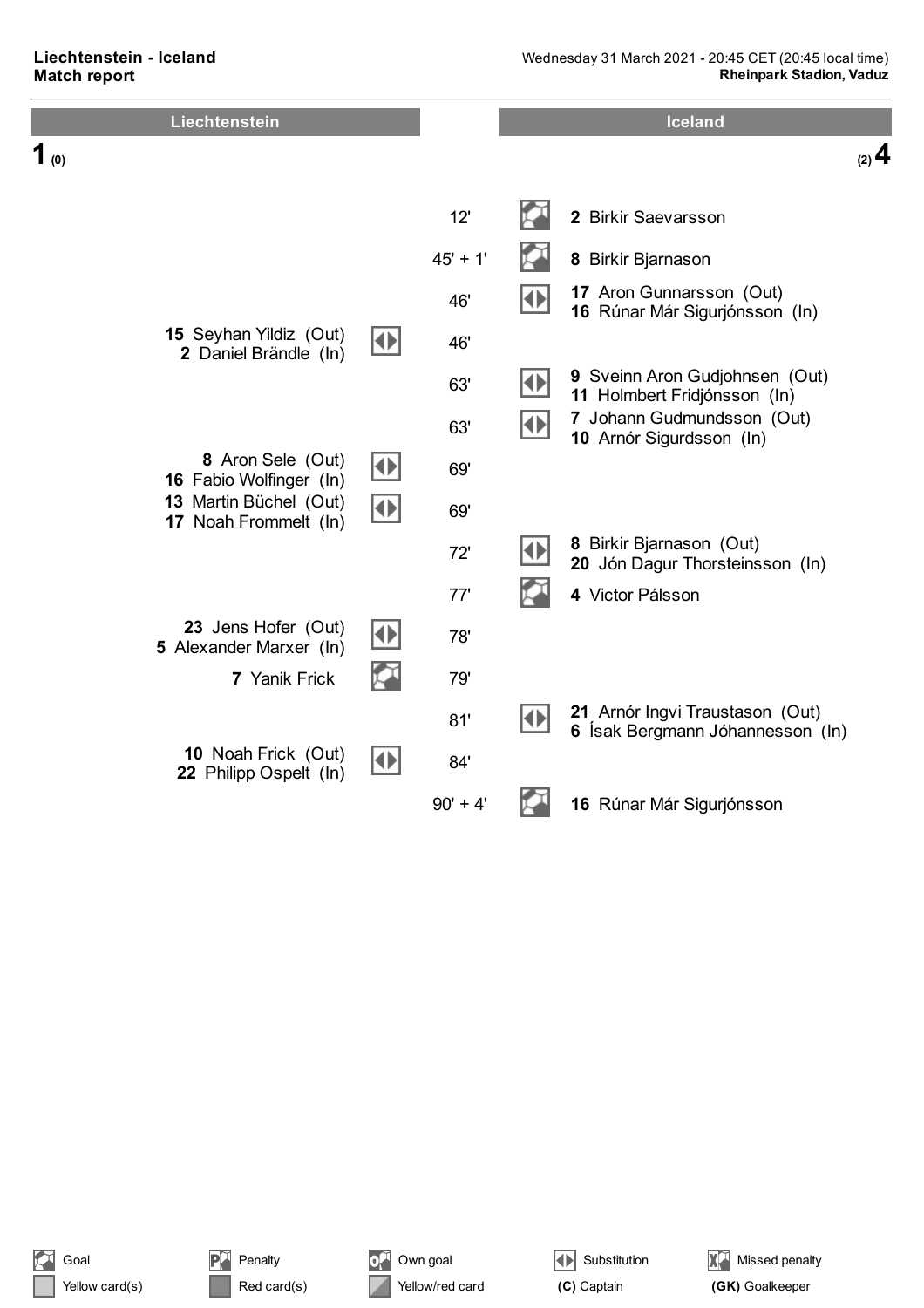**Liechtenstein - Iceland**
**Match report**

Wednesday 31 March 2021 - 20:45 CET (20:45 local time)
**Rheinpark Stadion, Vaduz**

| Liechtenstein | | Minute | | Iceland |
|---|---|---|---|---|
| **1** (0) | | | | (2) **4** |
| | | 12' | Goal | **2** Birkir Saevarsson |
| | | 45' + 1' | Goal | **8** Birkir Bjarnason |
| | | 46' | Substitution | **17** Aron Gunnarsson (Out)<br>**16** Rúnar Már Sigurjónsson (In) |
| **15** Seyhan Yildiz (Out)<br>**2** Daniel Brändle (In) | Substitution | 46' | | |
| | | 63' | Substitution | **9** Sveinn Aron Gudjohnsen (Out)<br>**11** Holmbert Fridjónsson (In) |
| | | 63' | Substitution | **7** Johann Gudmundsson (Out)<br>**10** Arnór Sigurdsson (In) |
| **8** Aron Sele (Out)<br>**16** Fabio Wolfinger (In) | Substitution | 69' | | |
| **13** Martin Büchel (Out)<br>**17** Noah Frommelt (In) | Substitution | 69' | | |
| | | 72' | Substitution | **8** Birkir Bjarnason (Out)<br>**20** Jón Dagur Thorsteinsson (In) |
| | | 77' | Goal | **4** Victor Pálsson |
| **23** Jens Hofer (Out)<br>**5** Alexander Marxer (In) | Substitution | 78' | | |
| **7** Yanik Frick | Goal | 79' | | |
| | | 81' | Substitution | **21** Arnór Ingvi Traustason (Out)<br>**6** Ísak Bergmann Jóhannesson (In) |
| **10** Noah Frick (Out)<br>**22** Philipp Ospelt (In) | Substitution | 84' | | |
| | | 90' + 4' | Goal | **16** Rúnar Már Sigurjónsson |

Goal | Penalty | Own goal | Substitution | Missed penalty
Yellow card(s) | Red card(s) | Yellow/red card | **(C)** Captain | **(GK)** Goalkeeper